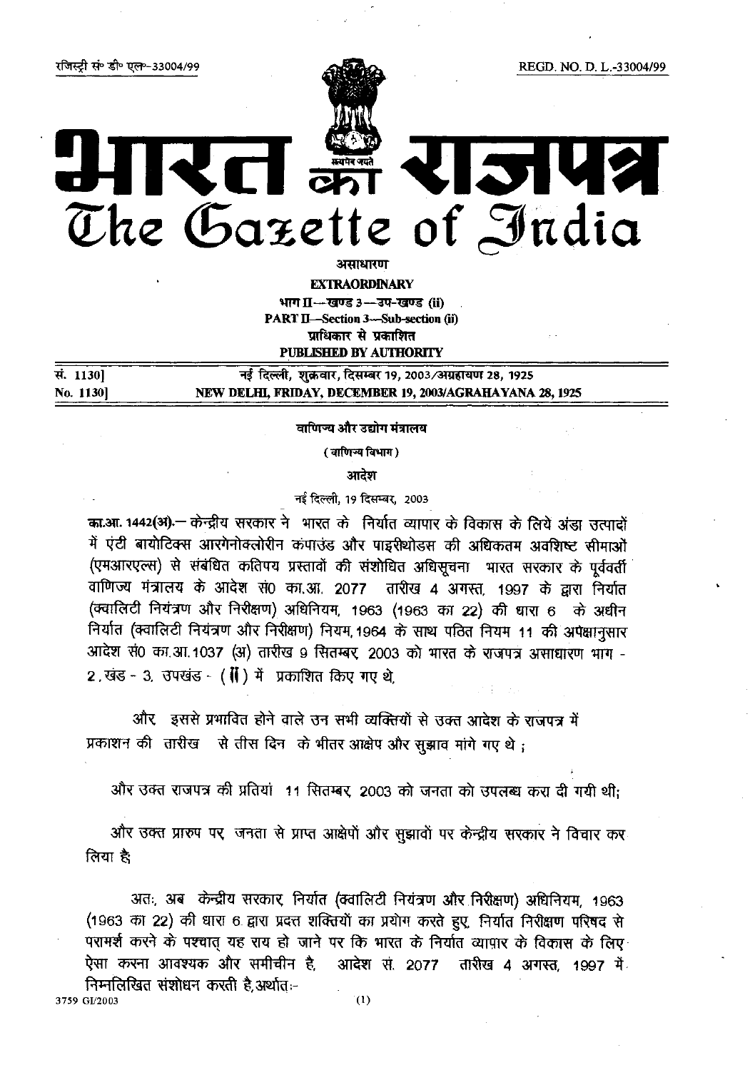रजिस्ट्री सं० डी० एल०-33004/99 REGD. NO. D. L.-33004/99

# भारत का राजपत्र
# The Gazette of India

असाधारण

**EXTRAORDINARY**

भाग II—खण्ड 3—उप-खण्ड (ii)

**PART II—Section 3—Sub-section (ii)**

प्राधिकार से प्रकाशित

**PUBLISHED BY AUTHORITY**

| | |
|---|---|
| सं. 1130] | नई दिल्ली, शुक्रवार, दिसम्बर 19, 2003/अग्रहायण 28, 1925 |
| No. 1130] | NEW DELHI, FRIDAY, DECEMBER 19, 2003/AGRAHAYANA 28, 1925 |

**वाणिज्य और उद्योग मंत्रालय**

(वाणिज्य विभाग)

आदेश

नई दिल्ली, 19 दिसम्बर, 2003

**का.आ. 1442(अ).**— केन्द्रीय सरकार ने भारत के निर्यात व्यापार के विकास के लिये अंडा उत्पादों में एंटी बायोटिक्स आरगेनोक्लोरीन कंपाउंड और पाइरीथोडस की अधिकतम अवशिष्ट सीमाओं (एमआरएल्स) से संबंधित कतिपय प्रस्तावों की संशोधित अधिसूचना भारत सरकार के पूर्ववर्ती वाणिज्य मंत्रालय के आदेश सं0 का.आ. 2077 तारीख 4 अगस्त, 1997 के द्वारा निर्यात (क्वालिटी नियंत्रण और निरीक्षण) अधिनियम, 1963 (1963 का 22) की धारा 6 के अधीन निर्यात (क्वालिटी नियंत्रण और निरीक्षण) नियम, 1964 के साथ पठित नियम 11 की अपेक्षानुसार आदेश सं0 का.आ.1037 (अ) तारीख 9 सितम्बर, 2003 को भारत के राजपत्र असाधारण भाग - 2, खंड - 3, उपखंड - (ii) में प्रकाशित किए गए थे,

और इससे प्रभावित होने वाले उन सभी व्यक्तियों से उक्त आदेश के राजपत्र में प्रकाशन की तारीख से तीस दिन के भीतर आक्षेप और सुझाव मांगे गए थे ;

और उक्त राजपत्र की प्रतियां 11 सितम्बर, 2003 को जनता को उपलब्ध करा दी गयी थी;

और उक्त प्रारुप पर जनता से प्राप्त आक्षेपों और सुझावों पर केन्द्रीय सरकार ने विचार कर लिया है;

अतः, अब केन्द्रीय सरकार, निर्यात (क्वालिटी नियंत्रण और निरीक्षण) अधिनियम, 1963 (1963 का 22) की धारा 6 द्वारा प्रदत्त शक्तियों का प्रयोग करते हुए, निर्यात निरीक्षण परिषद से परामर्श करने के पश्चात् यह राय हो जाने पर कि भारत के निर्यात व्यापार के विकास के लिए ऐसा करना आवश्यक और समीचीन है, आदेश सं. 2077 तारीख 4 अगस्त, 1997 में निम्नलिखित संशोधन करती है, अर्थातः-

3759 GI/2003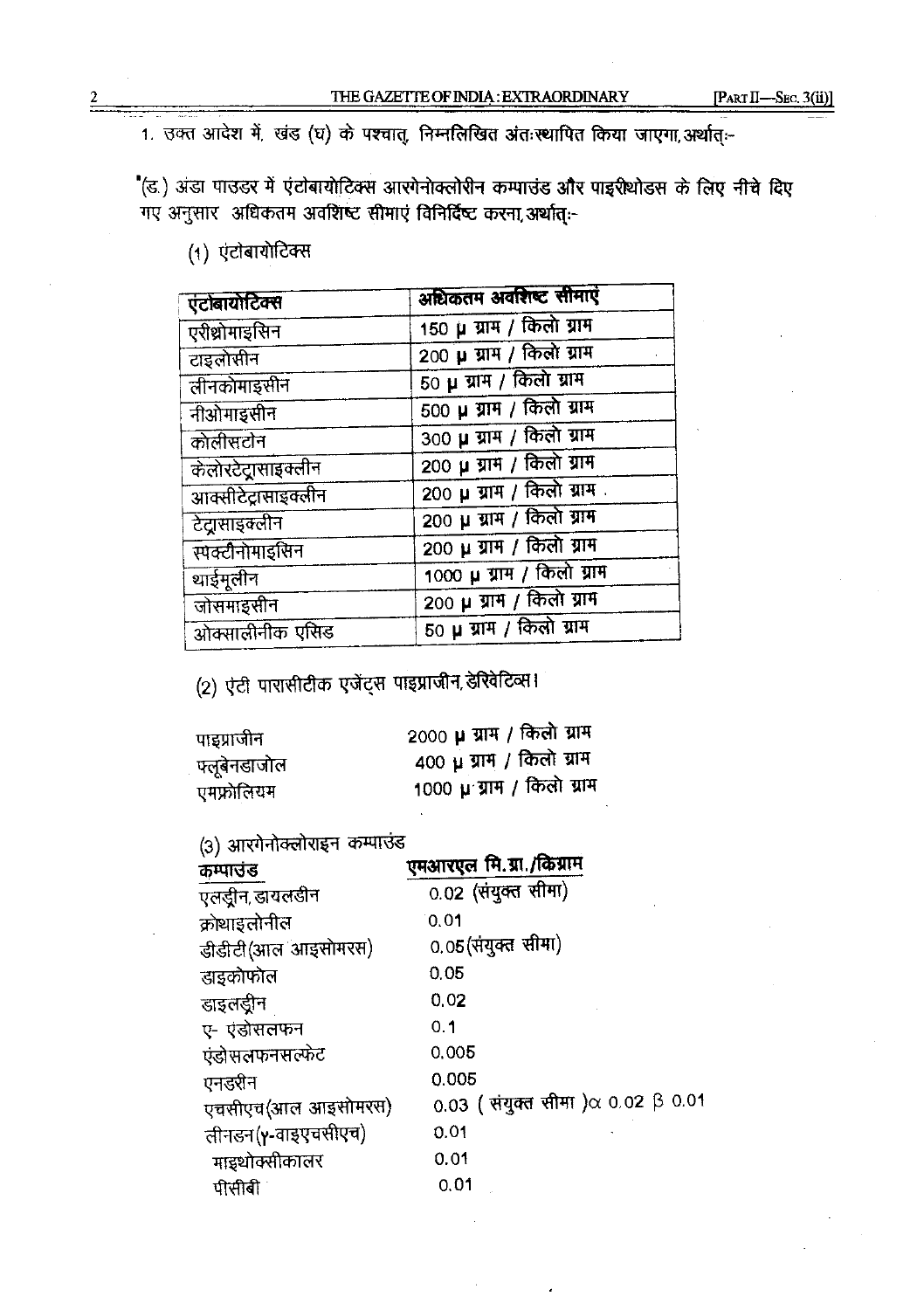1. उक्त आदेश में, खंड (घ) के पश्चात्, निम्नलिखित अंतःस्थापित किया जाएगा, अर्थात्:-

"(ड.) अंडा पाउडर में एंटोबायोटिक्स आरगेनोक्लोरीन कम्पाउंड और पाइरीथोडस के लिए नीचे दिए गए अनुसार अधिकतम अवशिष्ट सीमाएं विनिर्दिष्ट करना, अर्थात्:-

(1) एंटोबायोटिक्स

| एंटोबायोटिक्स | अधिकतम अवशिष्ट सीमाएं |
|---|---|
| एरीथ्रोमाइसिन | 150 μ ग्राम / किलो ग्राम |
| टाइलोसीन | 200 μ ग्राम / किलो ग्राम |
| लीनकोमाइसीन | 50 μ ग्राम / किलो ग्राम |
| नीओमाइसीन | 500 μ ग्राम / किलो ग्राम |
| कोलीसटोन | 300 μ ग्राम / किलो ग्राम |
| केलोरटेट्रासाइक्लीन | 200 μ ग्राम / किलो ग्राम |
| आक्सीटेट्रासाइक्लीन | 200 μ ग्राम / किलो ग्राम . |
| टेट्रासाइक्लीन | 200 μ ग्राम / किलो ग्राम |
| स्पक्टीनोमाइसिन | 200 μ ग्राम / किलो ग्राम |
| थाईमूलीन | 1000 μ ग्राम / किलो ग्राम |
| जोसमाइसीन | 200 μ ग्राम / किलो ग्राम |
| ओक्सालीनीक एसिड | 50 μ ग्राम / किलो ग्राम |

(2) एंटी पारासीटीक एजेंट्स पाइप्राजीन, डेरिवेटिव्स।

| | |
|---|---|
| पाइप्राजीन | 2000 μ ग्राम / किलो ग्राम |
| फ्लूबेनडाजोल | 400 μ ग्राम / किलो ग्राम |
| एमफ्रोलियम | 1000 μ ग्राम / किलो ग्राम |

(3) आरगेनोक्लोराइन कम्पाउंड

| कम्पाउंड | एमआरएल मि.ग्रा./किग्राम |
|---|---|
| एलड्रीन, डायलडीन | 0.02 (संयुक्त सीमा) |
| क्रोथाइलोनील | 0.01 |
| डीडीटी (आल आइसोमरस) | 0.05 (संयुक्त सीमा) |
| डाइकोफोल | 0.05 |
| डाइलड्रीन | 0.02 |
| ए- एंडोसलफन | 0.1 |
| एंडोसलफनसल्फेट | 0.005 |
| एनडरीन | 0.005 |
| एचसीएच (आल आइसोमरस) | 0.03 ( संयुक्त सीमा ) α 0.02 β 0.01 |
| लीनडन (γ-वाइएचसीएच) | 0.01 |
| माइथोक्सीकालर | 0.01 |
| पीसीबी | 0.01 |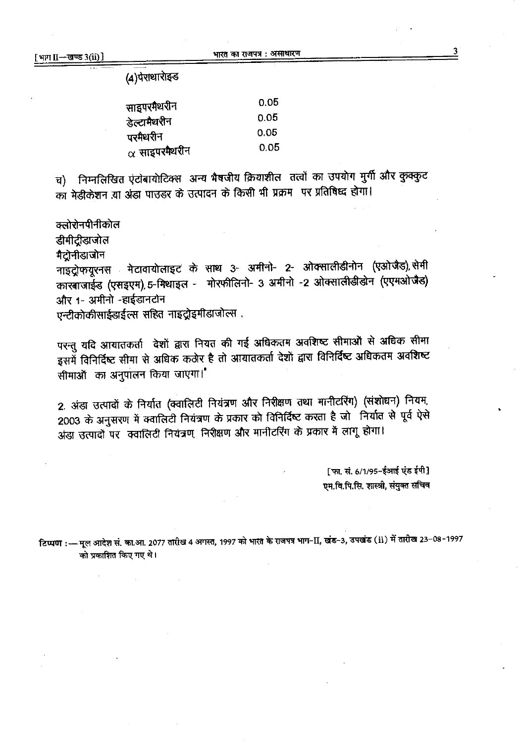(4)पेराथारोइड

| | |
|---|---|
| साइपरमैथरीन | 0.05 |
| डेल्टामैथरीन | 0.05 |
| परमैथरीन | 0.05 |
| $\alpha$ साइपरमैथरीन | 0.05 |

च) निम्नलिखित एंटोबायोटिक्स अन्य भैषजीय क्रियाशील तत्वों का उपयोग मुर्गी और कुक्कुट का मेडीकेशन या अंडा पाउडर के उत्पादन के किसी भी प्रक्रम पर प्रतिषिध्द होगा।

क्लोरोनपीनीकोल
डीमीट्रीडाजोल
मैट्रोनीडाजोन
नाइट्रोफयूरनस मेटावायोलाइट के साथ 3- अमीनो- 2- ओक्सालीडीनोन (एओजैड), सेमी कारबाजाईड (एसइएम), 5-मिथाइल - मोरफीलिनो- 3 अमीनो -2 ओक्सालीडीडोन (एएमओजैड) और 1- अमीनो -हाईडानटोन
एन्टीकोकीसाईडाईल्स सहित नाइट्रोइमीडाजोल्स .

परन्तु यदि आयातकर्ता देशों द्वारा नियत की गई अधिकतम अवशिष्ट सीमाओं से अधिक सीमा इसमें विनिर्दिष्ट सीमा से अधिक कठोर है तो आयातकर्ता देशों द्वारा विनिर्दिष्ट अधिकतम अवशिष्ट सीमाओं का अनुपालन किया जाएगा।"

2. अंडा उत्पादों के निर्यात (क्वालिटी नियंत्रण और निरीक्षण तथा मानीटरिंग) (संशोधन) नियम, 2003 के अनुसरण में क्वालिटी नियंत्रण के प्रकार को विनिर्दिष्ट करता है जो निर्यात से पूर्व ऐसे अंडा उत्पादों पर क्वालिटी नियंत्रण, निरीक्षण और मानीटरिंग के प्रकार में लागू होगा।

[फा. सं. 6/1/95-ईआई एंड ईपी]
एम.वि.पि.सि. शास्त्री, संयुक्त सचिव

**टिप्पण :**— मूल आदेश सं. का.आ. 2077 तारीख 4 अगस्त, 1997 को भारत के राजपत्र भाग-II, खंड-3, उपखंड (ii) में तारीख 23-08-1997 को प्रकाशित किए गए थे।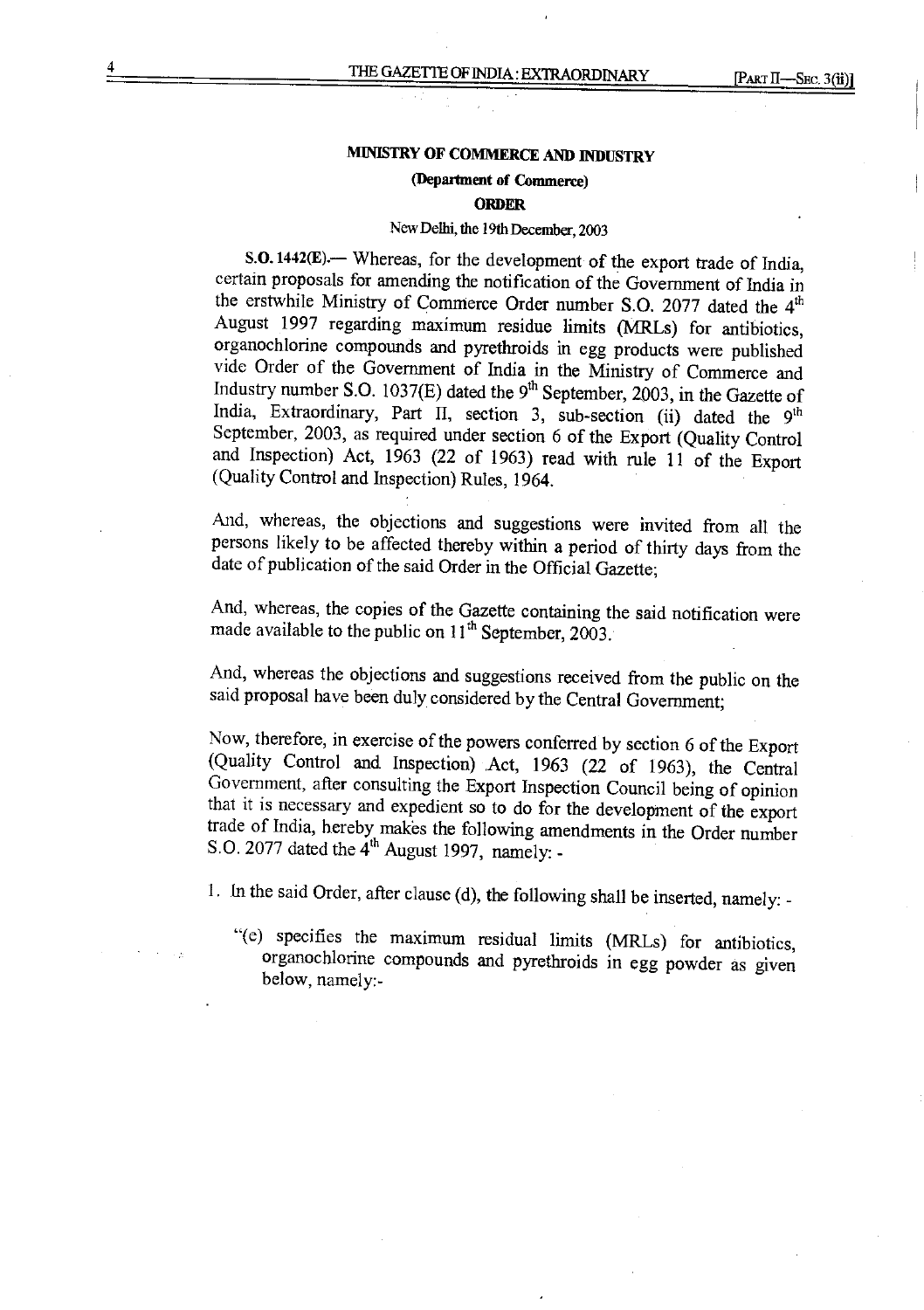**MINISTRY OF COMMERCE AND INDUSTRY**

**(Department of Commerce)**

**ORDER**

New Delhi, the 19th December, 2003

**S.O. 1442(E).**— Whereas, for the development of the export trade of India, certain proposals for amending the notification of the Government of India in the erstwhile Ministry of Commerce Order number S.O. 2077 dated the 4th August 1997 regarding maximum residue limits (MRLs) for antibiotics, organochlorine compounds and pyrethroids in egg products were published vide Order of the Government of India in the Ministry of Commerce and Industry number S.O. 1037(E) dated the 9th September, 2003, in the Gazette of India, Extraordinary, Part II, section 3, sub-section (ii) dated the 9th September, 2003, as required under section 6 of the Export (Quality Control and Inspection) Act, 1963 (22 of 1963) read with rule 11 of the Export (Quality Control and Inspection) Rules, 1964.

And, whereas, the objections and suggestions were invited from all the persons likely to be affected thereby within a period of thirty days from the date of publication of the said Order in the Official Gazette;

And, whereas, the copies of the Gazette containing the said notification were made available to the public on 11th September, 2003.

And, whereas the objections and suggestions received from the public on the said proposal have been duly considered by the Central Government;

Now, therefore, in exercise of the powers conferred by section 6 of the Export (Quality Control and Inspection) Act, 1963 (22 of 1963), the Central Government, after consulting the Export Inspection Council being of opinion that it is necessary and expedient so to do for the development of the export trade of India, hereby makes the following amendments in the Order number S.O. 2077 dated the 4th August 1997, namely: -

1. In the said Order, after clause (d), the following shall be inserted, namely: -

   "(e) specifies the maximum residual limits (MRLs) for antibiotics, organochlorine compounds and pyrethroids in egg powder as given below, namely:-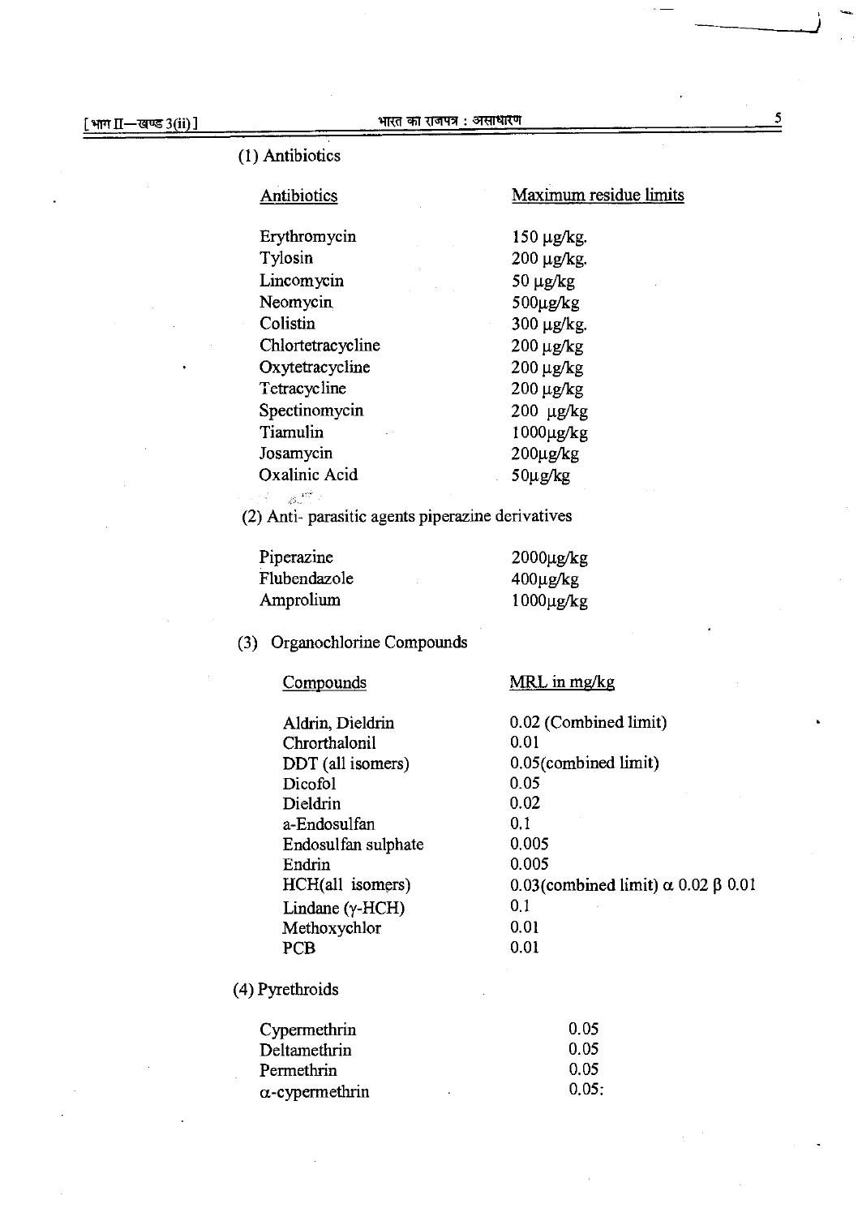(1) Antibiotics

| Antibiotics | Maximum residue limits |
|---|---|
| Erythromycin | 150 μg/kg. |
| Tylosin | 200 μg/kg. |
| Lincomycin | 50 μg/kg |
| Neomycin | 500μg/kg |
| Colistin | 300 μg/kg. |
| Chlortetracycline | 200 μg/kg |
| Oxytetracycline | 200 μg/kg |
| Tetracycline | 200 μg/kg |
| Spectinomycin | 200 μg/kg |
| Tiamulin | 1000μg/kg |
| Josamycin | 200μg/kg |
| Oxalinic Acid | 50μg/kg |

(2) Anti- parasitic agents piperazine derivatives

| | |
|---|---|
| Piperazine | 2000μg/kg |
| Flubendazole | 400μg/kg |
| Amprolium | 1000μg/kg |

(3) Organochlorine Compounds

| Compounds | MRL in mg/kg |
|---|---|
| Aldrin, Dieldrin | 0.02 (Combined limit) |
| Chrorthalonil | 0.01 |
| DDT (all isomers) | 0.05(combined limit) |
| Dicofol | 0.05 |
| Dieldrin | 0.02 |
| a-Endosulfan | 0.1 |
| Endosulfan sulphate | 0.005 |
| Endrin | 0.005 |
| HCH(all isomers) | 0.03(combined limit) $\alpha$ 0.02 $\beta$ 0.01 |
| Lindane ($\gamma$-HCH) | 0.1 |
| Methoxychlor | 0.01 |
| PCB | 0.01 |

(4) Pyrethroids

| | |
|---|---|
| Cypermethrin | 0.05 |
| Deltamethrin | 0.05 |
| Permethrin | 0.05 |
| $\alpha$-cypermethrin | 0.05; |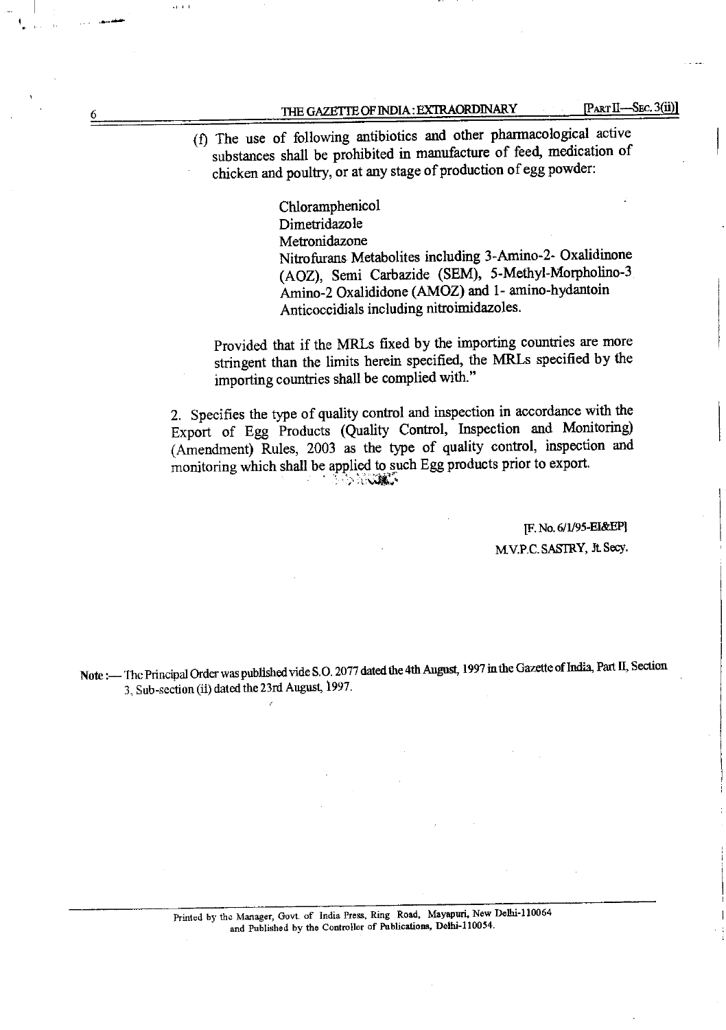(f) The use of following antibiotics and other pharmacological active substances shall be prohibited in manufacture of feed, medication of chicken and poultry, or at any stage of production of egg powder:

Chloramphenicol
Dimetridazole
Metronidazone
Nitrofurans Metabolites including 3-Amino-2- Oxalidinone (AOZ), Semi Carbazide (SEM), 5-Methyl-Morpholino-3 Amino-2 Oxalididone (AMOZ) and 1- amino-hydantoin
Anticoccidials including nitroimidazoles.

Provided that if the MRLs fixed by the importing countries are more stringent than the limits herein specified, the MRLs specified by the importing countries shall be complied with."

2. Specifies the type of quality control and inspection in accordance with the Export of Egg Products (Quality Control, Inspection and Monitoring) (Amendment) Rules, 2003 as the type of quality control, inspection and monitoring which shall be applied to such Egg products prior to export.

[F. No. 6/1/95-EI&EP]

M.V.P.C. SASTRY, Jt. Secy.

**Note :—** The Principal Order was published vide S.O. 2077 dated the 4th August, 1997 in the Gazette of India, Part II, Section 3, Sub-section (ii) dated the 23rd August, 1997.

Printed by the Manager, Govt. of India Press, Ring Road, Mayapuri, New Delhi-110064 and Published by the Controller of Publications, Delhi-110054.